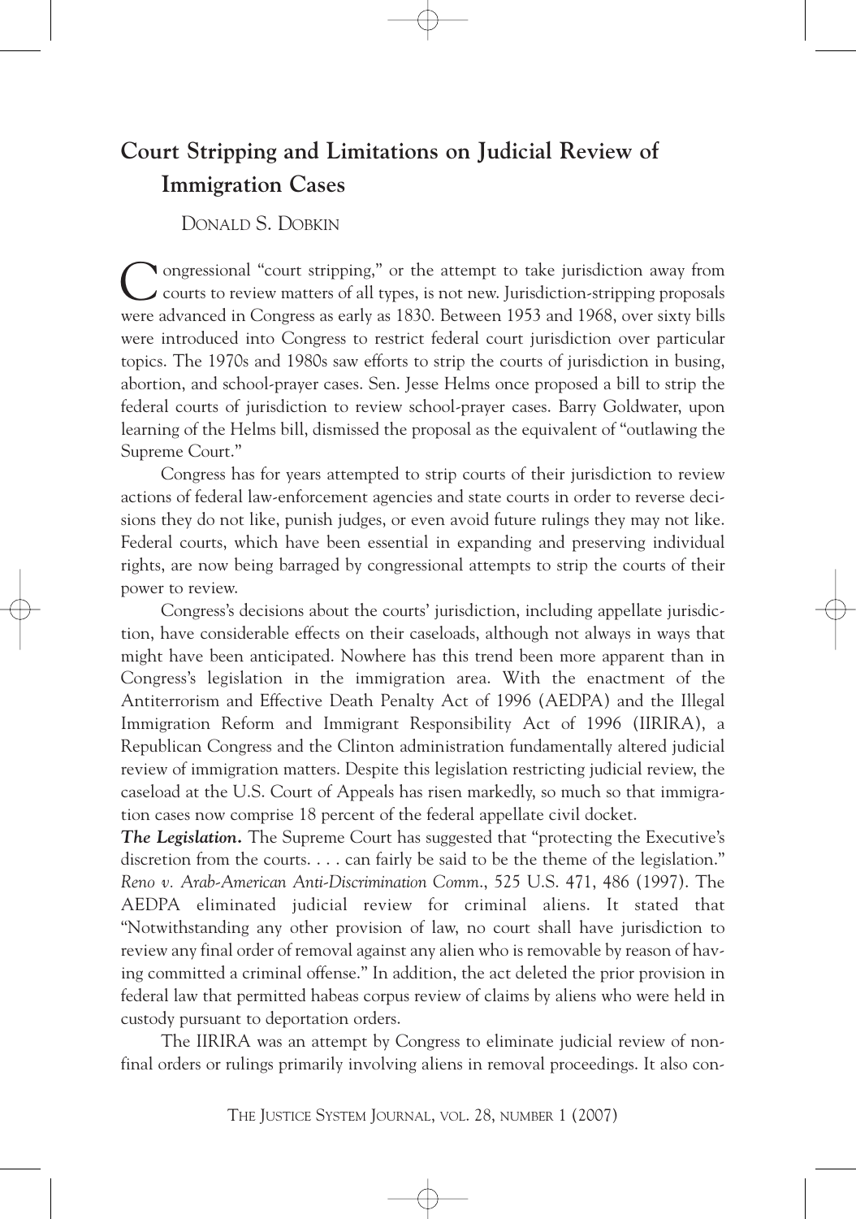# Court Stripping and Limitations on Judicial Review of Immigration Cases

DONALD S. DOBKIN

Congressional "court stripping," or the attempt to take jurisdiction away from courts to review matters of all types, is not new. Jurisdiction-stripping proposals were advanced in Congress as early as 1830. Between 1953 and 1968, over sixty bills were introduced into Congress to restrict federal court jurisdiction over particular topics. The 1970s and 1980s saw efforts to strip the courts of jurisdiction in busing, abortion, and school-prayer cases. Sen. Jesse Helms once proposed a bill to strip the federal courts of jurisdiction to review school-prayer cases. Barry Goldwater, upon learning of the Helms bill, dismissed the proposal as the equivalent of "outlawing the Supreme Court."

Congress has for years attempted to strip courts of their jurisdiction to review actions of federal law-enforcement agencies and state courts in order to reverse decisions they do not like, punish judges, or even avoid future rulings they may not like. Federal courts, which have been essential in expanding and preserving individual rights, are now being barraged by congressional attempts to strip the courts of their power to review.

Congress's decisions about the courts' jurisdiction, including appellate jurisdiction, have considerable effects on their caseloads, although not always in ways that might have been anticipated. Nowhere has this trend been more apparent than in Congress's legislation in the immigration area. With the enactment of the Antiterrorism and Effective Death Penalty Act of 1996 (AEDPA) and the Illegal Immigration Reform and Immigrant Responsibility Act of 1996 (IIRIRA), a Republican Congress and the Clinton administration fundamentally altered judicial review of immigration matters. Despite this legislation restricting judicial review, the caseload at the U.S. Court of Appeals has risen markedly, so much so that immigration cases now comprise 18 percent of the federal appellate civil docket.

***The Legislation.*** The Supreme Court has suggested that "protecting the Executive's discretion from the courts. . . . can fairly be said to be the theme of the legislation." *Reno v. Arab-American Anti-Discrimination Comm.*, 525 U.S. 471, 486 (1997). The AEDPA eliminated judicial review for criminal aliens. It stated that "Notwithstanding any other provision of law, no court shall have jurisdiction to review any final order of removal against any alien who is removable by reason of having committed a criminal offense." In addition, the act deleted the prior provision in federal law that permitted habeas corpus review of claims by aliens who were held in custody pursuant to deportation orders.

The IIRIRA was an attempt by Congress to eliminate judicial review of nonfinal orders or rulings primarily involving aliens in removal proceedings. It also con-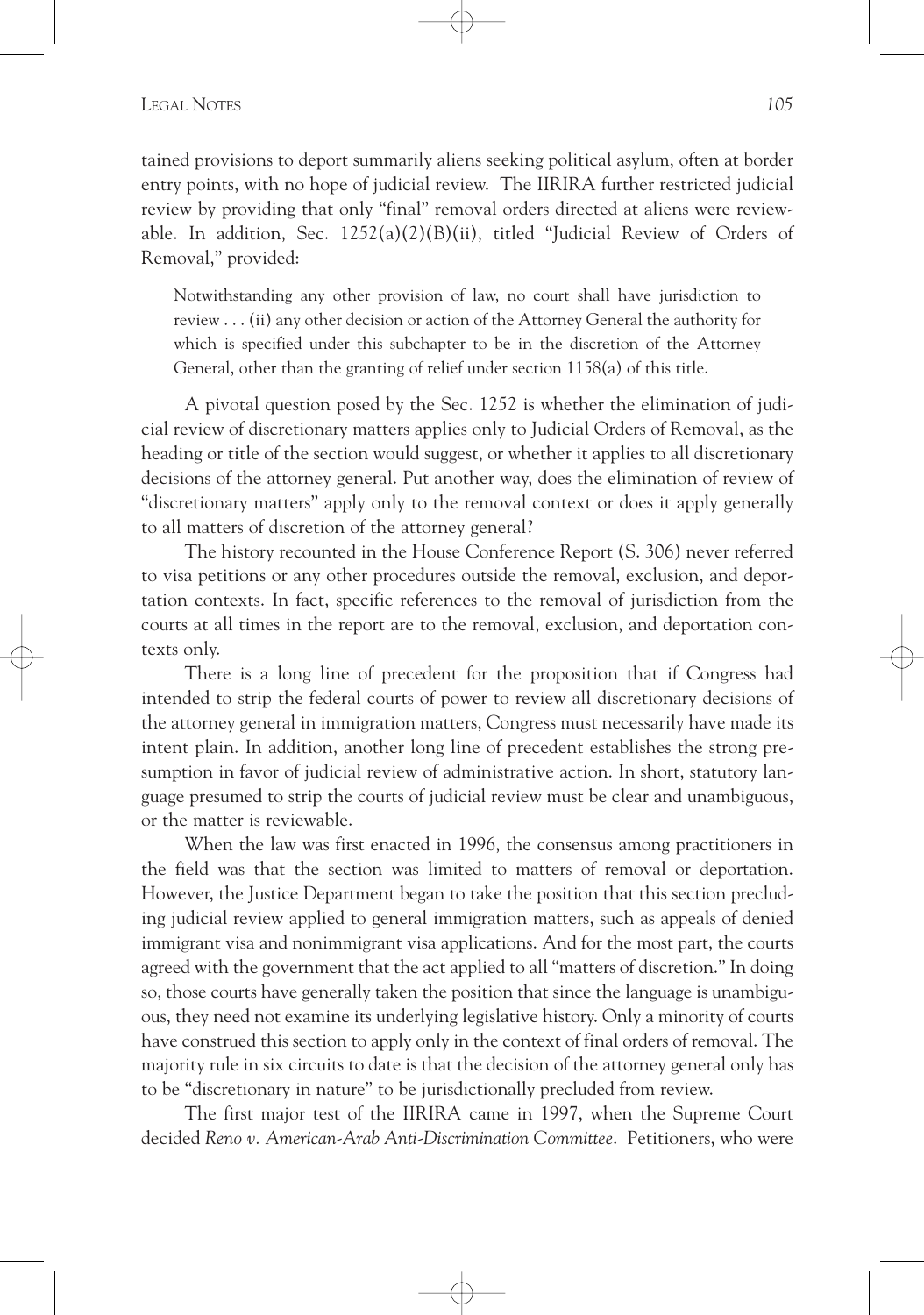tained provisions to deport summarily aliens seeking political asylum, often at border entry points, with no hope of judicial review. The IIRIRA further restricted judicial review by providing that only "final" removal orders directed at aliens were reviewable. In addition, Sec. 1252(a)(2)(B)(ii), titled "Judicial Review of Orders of Removal," provided:

> Notwithstanding any other provision of law, no court shall have jurisdiction to review . . . (ii) any other decision or action of the Attorney General the authority for which is specified under this subchapter to be in the discretion of the Attorney General, other than the granting of relief under section 1158(a) of this title.

A pivotal question posed by the Sec. 1252 is whether the elimination of judicial review of discretionary matters applies only to Judicial Orders of Removal, as the heading or title of the section would suggest, or whether it applies to all discretionary decisions of the attorney general. Put another way, does the elimination of review of "discretionary matters" apply only to the removal context or does it apply generally to all matters of discretion of the attorney general?

The history recounted in the House Conference Report (S. 306) never referred to visa petitions or any other procedures outside the removal, exclusion, and deportation contexts. In fact, specific references to the removal of jurisdiction from the courts at all times in the report are to the removal, exclusion, and deportation contexts only.

There is a long line of precedent for the proposition that if Congress had intended to strip the federal courts of power to review all discretionary decisions of the attorney general in immigration matters, Congress must necessarily have made its intent plain. In addition, another long line of precedent establishes the strong presumption in favor of judicial review of administrative action. In short, statutory language presumed to strip the courts of judicial review must be clear and unambiguous, or the matter is reviewable.

When the law was first enacted in 1996, the consensus among practitioners in the field was that the section was limited to matters of removal or deportation. However, the Justice Department began to take the position that this section precluding judicial review applied to general immigration matters, such as appeals of denied immigrant visa and nonimmigrant visa applications. And for the most part, the courts agreed with the government that the act applied to all "matters of discretion." In doing so, those courts have generally taken the position that since the language is unambiguous, they need not examine its underlying legislative history. Only a minority of courts have construed this section to apply only in the context of final orders of removal. The majority rule in six circuits to date is that the decision of the attorney general only has to be "discretionary in nature" to be jurisdictionally precluded from review.

The first major test of the IIRIRA came in 1997, when the Supreme Court decided *Reno v. American-Arab Anti-Discrimination Committee*. Petitioners, who were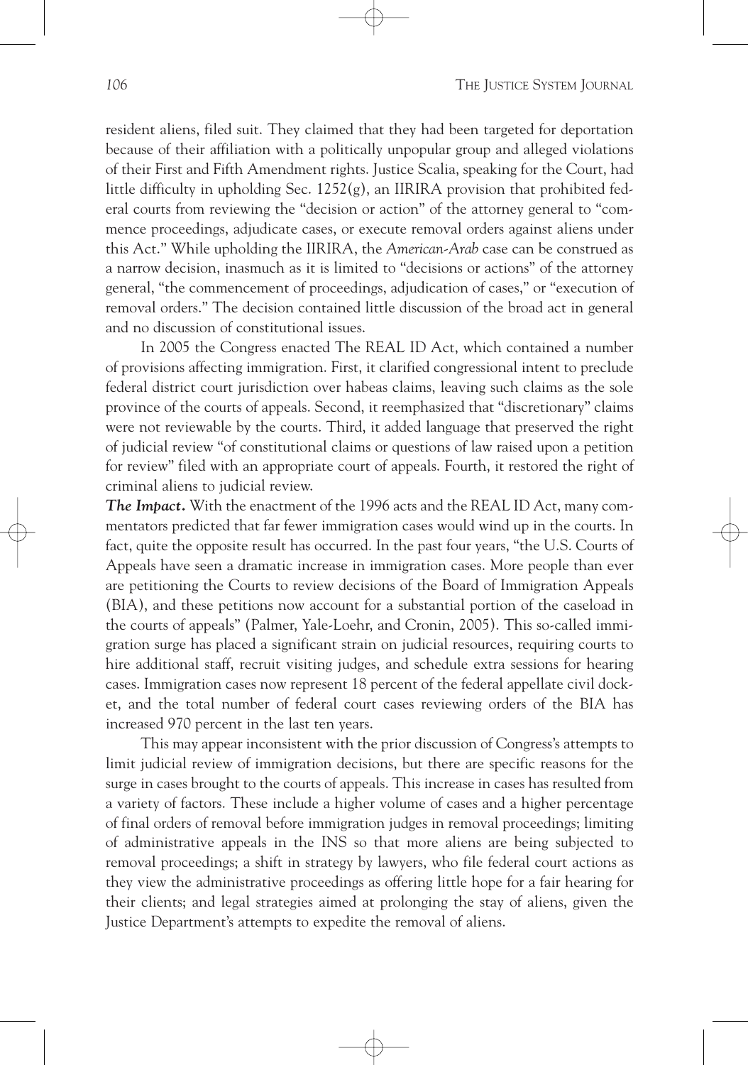resident aliens, filed suit. They claimed that they had been targeted for deportation because of their affiliation with a politically unpopular group and alleged violations of their First and Fifth Amendment rights. Justice Scalia, speaking for the Court, had little difficulty in upholding Sec. 1252(g), an IIRIRA provision that prohibited federal courts from reviewing the "decision or action" of the attorney general to "commence proceedings, adjudicate cases, or execute removal orders against aliens under this Act." While upholding the IIRIRA, the *American-Arab* case can be construed as a narrow decision, inasmuch as it is limited to "decisions or actions" of the attorney general, "the commencement of proceedings, adjudication of cases," or "execution of removal orders." The decision contained little discussion of the broad act in general and no discussion of constitutional issues.

In 2005 the Congress enacted The REAL ID Act, which contained a number of provisions affecting immigration. First, it clarified congressional intent to preclude federal district court jurisdiction over habeas claims, leaving such claims as the sole province of the courts of appeals. Second, it reemphasized that "discretionary" claims were not reviewable by the courts. Third, it added language that preserved the right of judicial review "of constitutional claims or questions of law raised upon a petition for review" filed with an appropriate court of appeals. Fourth, it restored the right of criminal aliens to judicial review.

***The Impact.*** With the enactment of the 1996 acts and the REAL ID Act, many commentators predicted that far fewer immigration cases would wind up in the courts. In fact, quite the opposite result has occurred. In the past four years, "the U.S. Courts of Appeals have seen a dramatic increase in immigration cases. More people than ever are petitioning the Courts to review decisions of the Board of Immigration Appeals (BIA), and these petitions now account for a substantial portion of the caseload in the courts of appeals" (Palmer, Yale-Loehr, and Cronin, 2005). This so-called immigration surge has placed a significant strain on judicial resources, requiring courts to hire additional staff, recruit visiting judges, and schedule extra sessions for hearing cases. Immigration cases now represent 18 percent of the federal appellate civil docket, and the total number of federal court cases reviewing orders of the BIA has increased 970 percent in the last ten years.

This may appear inconsistent with the prior discussion of Congress's attempts to limit judicial review of immigration decisions, but there are specific reasons for the surge in cases brought to the courts of appeals. This increase in cases has resulted from a variety of factors. These include a higher volume of cases and a higher percentage of final orders of removal before immigration judges in removal proceedings; limiting of administrative appeals in the INS so that more aliens are being subjected to removal proceedings; a shift in strategy by lawyers, who file federal court actions as they view the administrative proceedings as offering little hope for a fair hearing for their clients; and legal strategies aimed at prolonging the stay of aliens, given the Justice Department's attempts to expedite the removal of aliens.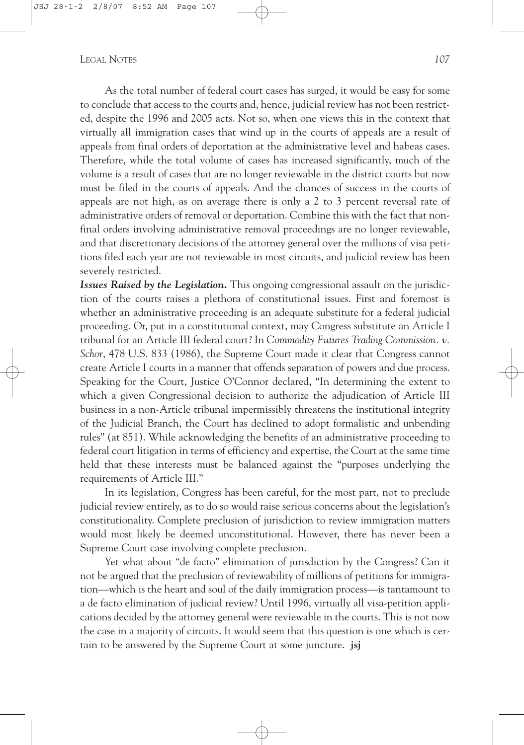As the total number of federal court cases has surged, it would be easy for some to conclude that access to the courts and, hence, judicial review has not been restricted, despite the 1996 and 2005 acts. Not so, when one views this in the context that virtually all immigration cases that wind up in the courts of appeals are a result of appeals from final orders of deportation at the administrative level and habeas cases. Therefore, while the total volume of cases has increased significantly, much of the volume is a result of cases that are no longer reviewable in the district courts but now must be filed in the courts of appeals. And the chances of success in the courts of appeals are not high, as on average there is only a 2 to 3 percent reversal rate of administrative orders of removal or deportation. Combine this with the fact that nonfinal orders involving administrative removal proceedings are no longer reviewable, and that discretionary decisions of the attorney general over the millions of visa petitions filed each year are not reviewable in most circuits, and judicial review has been severely restricted.

***Issues Raised by the Legislation.*** This ongoing congressional assault on the jurisdiction of the courts raises a plethora of constitutional issues. First and foremost is whether an administrative proceeding is an adequate substitute for a federal judicial proceeding. Or, put in a constitutional context, may Congress substitute an Article I tribunal for an Article III federal court? In *Commodity Futures Trading Commission. v. Schor*, 478 U.S. 833 (1986), the Supreme Court made it clear that Congress cannot create Article I courts in a manner that offends separation of powers and due process. Speaking for the Court, Justice O'Connor declared, "In determining the extent to which a given Congressional decision to authorize the adjudication of Article III business in a non-Article tribunal impermissibly threatens the institutional integrity of the Judicial Branch, the Court has declined to adopt formalistic and unbending rules" (at 851). While acknowledging the benefits of an administrative proceeding to federal court litigation in terms of efficiency and expertise, the Court at the same time held that these interests must be balanced against the "purposes underlying the requirements of Article III."

In its legislation, Congress has been careful, for the most part, not to preclude judicial review entirely, as to do so would raise serious concerns about the legislation's constitutionality. Complete preclusion of jurisdiction to review immigration matters would most likely be deemed unconstitutional. However, there has never been a Supreme Court case involving complete preclusion.

Yet what about "de facto" elimination of jurisdiction by the Congress? Can it not be argued that the preclusion of reviewability of millions of petitions for immigration—which is the heart and soul of the daily immigration process—is tantamount to a de facto elimination of judicial review? Until 1996, virtually all visa-petition applications decided by the attorney general were reviewable in the courts. This is not now the case in a majority of circuits. It would seem that this question is one which is certain to be answered by the Supreme Court at some juncture. **jsj**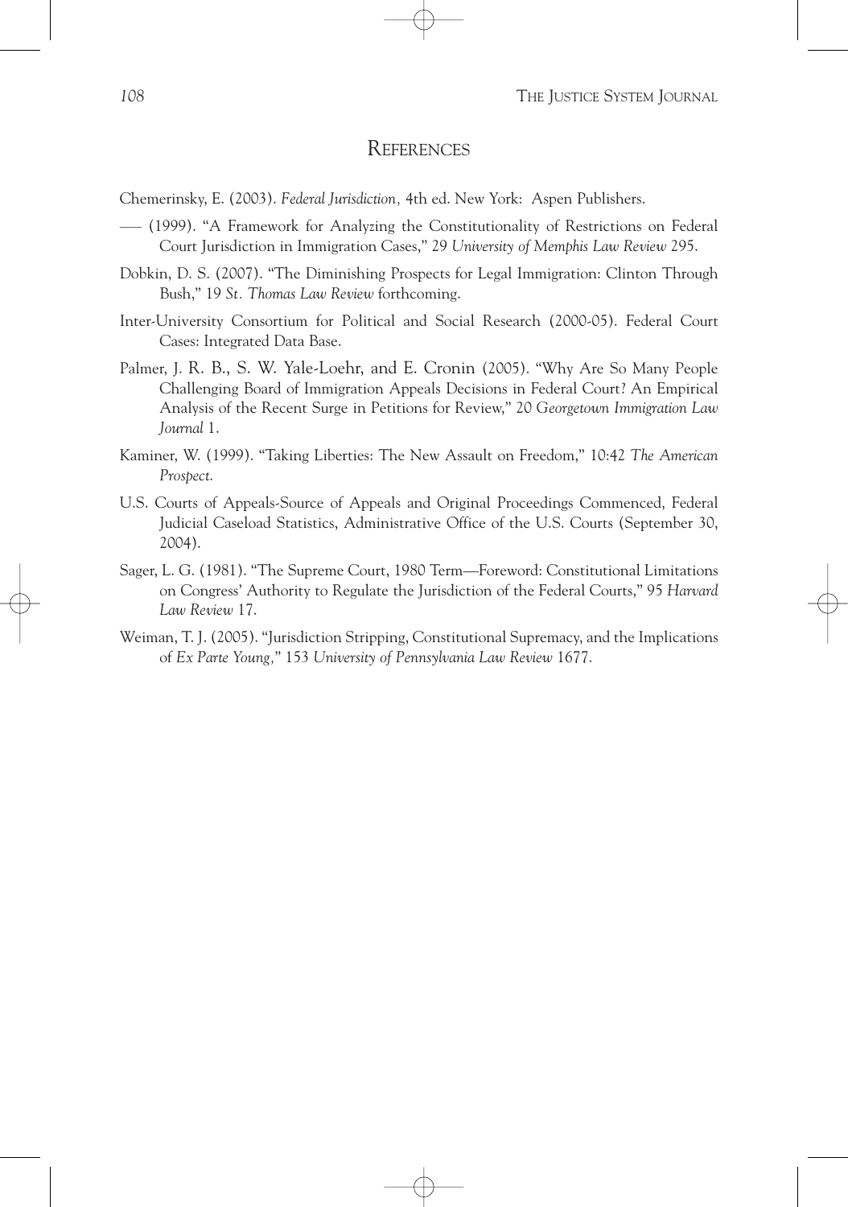## References

Chemerinsky, E. (2003). *Federal Jurisdiction,* 4th ed. New York: Aspen Publishers.

—— (1999). "A Framework for Analyzing the Constitutionality of Restrictions on Federal Court Jurisdiction in Immigration Cases," 29 *University of Memphis Law Review* 295.

Dobkin, D. S. (2007). "The Diminishing Prospects for Legal Immigration: Clinton Through Bush," 19 *St. Thomas Law Review* forthcoming.

Inter-University Consortium for Political and Social Research (2000-05). Federal Court Cases: Integrated Data Base.

Palmer, J. R. B., S. W. Yale-Loehr, and E. Cronin (2005). "Why Are So Many People Challenging Board of Immigration Appeals Decisions in Federal Court? An Empirical Analysis of the Recent Surge in Petitions for Review," 20 *Georgetown Immigration Law Journal* 1.

Kaminer, W. (1999). "Taking Liberties: The New Assault on Freedom," 10:42 *The American Prospect.*

U.S. Courts of Appeals-Source of Appeals and Original Proceedings Commenced, Federal Judicial Caseload Statistics, Administrative Office of the U.S. Courts (September 30, 2004).

Sager, L. G. (1981). "The Supreme Court, 1980 Term—Foreword: Constitutional Limitations on Congress' Authority to Regulate the Jurisdiction of the Federal Courts," 95 *Harvard Law Review* 17.

Weiman, T. J. (2005). "Jurisdiction Stripping, Constitutional Supremacy, and the Implications of *Ex Parte Young*," 153 *University of Pennsylvania Law Review* 1677.